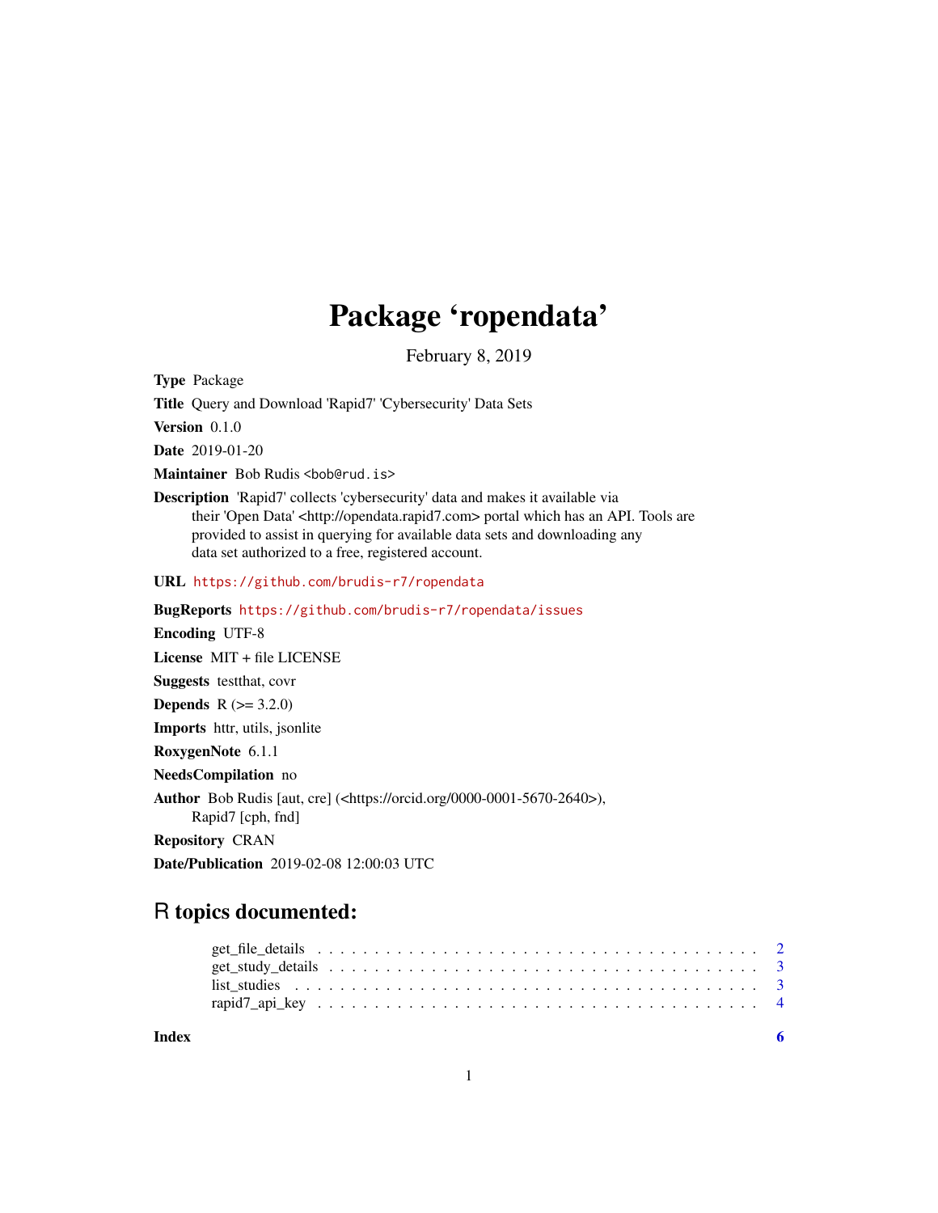# Package 'ropendata'

February 8, 2019

**Type** Package

**Title** Query and Download 'Rapid7' 'Cybersecurity' Data Sets

**Version** 0.1.0

**Date** 2019-01-20

**Maintainer** Bob Rudis <bob@rud.is>

**Description** 'Rapid7' collects 'cybersecurity' data and makes it available via their 'Open Data' <http://opendata.rapid7.com> portal which has an API. Tools are provided to assist in querying for available data sets and downloading any data set authorized to a free, registered account.

**URL** https://github.com/brudis-r7/ropendata

**BugReports** https://github.com/brudis-r7/ropendata/issues

**Encoding** UTF-8

**License** MIT + file LICENSE

**Suggests** testthat, covr

**Depends** R (>= 3.2.0)

**Imports** httr, utils, jsonlite

**RoxygenNote** 6.1.1

**NeedsCompilation** no

**Author** Bob Rudis [aut, cre] (<https://orcid.org/0000-0001-5670-2640>), Rapid7 [cph, fnd]

**Repository** CRAN

**Date/Publication** 2019-02-08 12:00:03 UTC

## R topics documented:

- get_file_details . . . 2
- get_study_details . . . 3
- list_studies . . . 3
- rapid7_api_key . . . 4

**Index** 6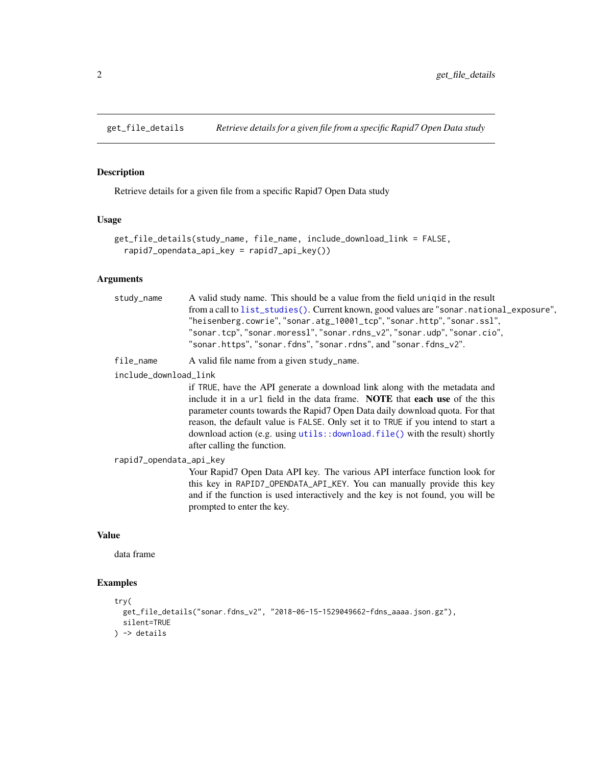## get_file_details — *Retrieve details for a given file from a specific Rapid7 Open Data study*

### Description

Retrieve details for a given file from a specific Rapid7 Open Data study

### Usage

```
get_file_details(study_name, file_name, include_download_link = FALSE,
  rapid7_opendata_api_key = rapid7_api_key())
```

### Arguments

| | |
|---|---|
| `study_name` | A valid study name. This should be a value from the field `uniqid` in the result from a call to `list_studies()`. Current known, good values are `"sonar.national_exposure"`, `"heisenberg.cowrie"`, `"sonar.atg_10001_tcp"`, `"sonar.http"`, `"sonar.ssl"`, `"sonar.tcp"`, `"sonar.moressl"`, `"sonar.rdns_v2"`, `"sonar.udp"`, `"sonar.cio"`, `"sonar.https"`, `"sonar.fdns"`, `"sonar.rdns"`, and `"sonar.fdns_v2"`. |
| `file_name` | A valid file name from a given `study_name`. |
| `include_download_link` | if `TRUE`, have the API generate a download link along with the metadata and include it in a `url` field in the data frame. **NOTE** that **each use** of the this parameter counts towards the Rapid7 Open Data daily download quota. For that reason, the default value is `FALSE`. Only set it to `TRUE` if you intend to start a download action (e.g. using `utils::download.file()` with the result) shortly after calling the function. |
| `rapid7_opendata_api_key` | Your Rapid7 Open Data API key. The various API interface function look for this key in `RAPID7_OPENDATA_API_KEY`. You can manually provide this key and if the function is used interactively and the key is not found, you will be prompted to enter the key. |

### Value

data frame

### Examples

```
try(
  get_file_details("sonar.fdns_v2", "2018-06-15-1529049662-fdns_aaaa.json.gz"),
  silent=TRUE
) -> details
```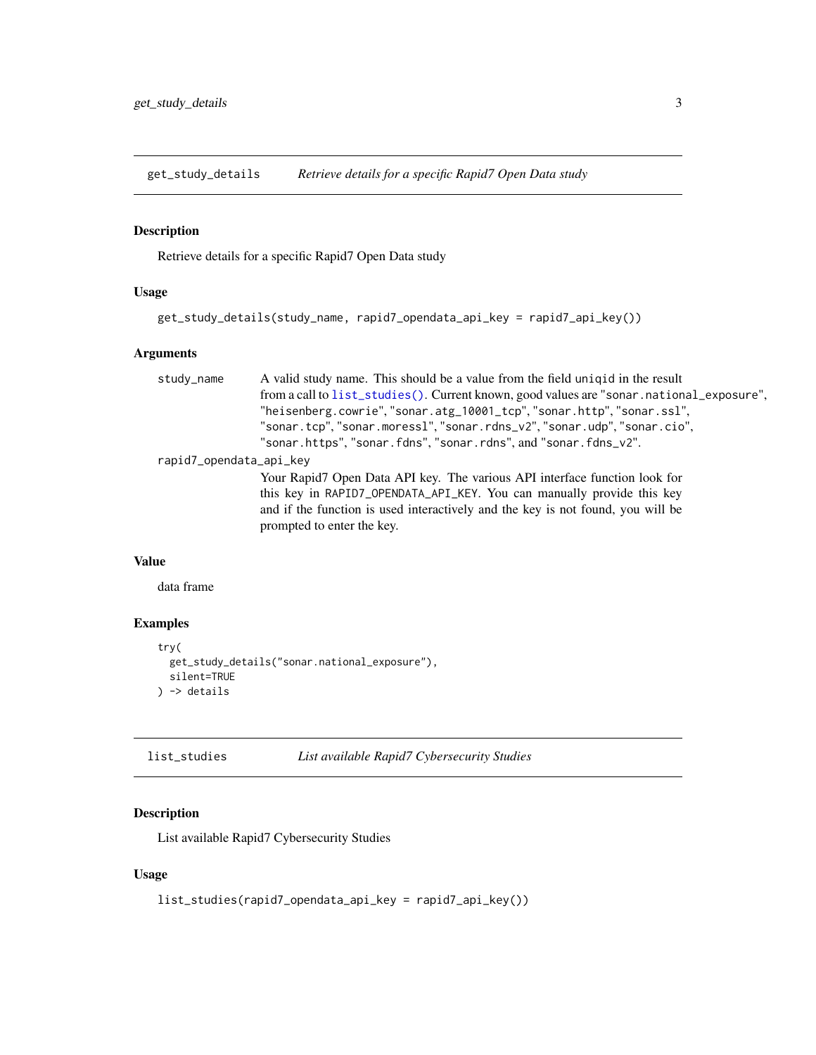# get_study_details — *Retrieve details for a specific Rapid7 Open Data study*

### Description

Retrieve details for a specific Rapid7 Open Data study

### Usage

```
get_study_details(study_name, rapid7_opendata_api_key = rapid7_api_key())
```

### Arguments

| | |
|---|---|
| `study_name` | A valid study name. This should be a value from the field `uniqid` in the result from a call to `list_studies()`. Current known, good values are `"sonar.national_exposure"`, `"heisenberg.cowrie"`, `"sonar.atg_10001_tcp"`, `"sonar.http"`, `"sonar.ssl"`, `"sonar.tcp"`, `"sonar.moressl"`, `"sonar.rdns_v2"`, `"sonar.udp"`, `"sonar.cio"`, `"sonar.https"`, `"sonar.fdns"`, `"sonar.rdns"`, and `"sonar.fdns_v2"`. |
| `rapid7_opendata_api_key` | Your Rapid7 Open Data API key. The various API interface function look for this key in `RAPID7_OPENDATA_API_KEY`. You can manually provide this key and if the function is used interactively and the key is not found, you will be prompted to enter the key. |

### Value

data frame

### Examples

```
try(
  get_study_details("sonar.national_exposure"),
  silent=TRUE
) -> details
```

# list_studies — *List available Rapid7 Cybersecurity Studies*

### Description

List available Rapid7 Cybersecurity Studies

### Usage

```
list_studies(rapid7_opendata_api_key = rapid7_api_key())
```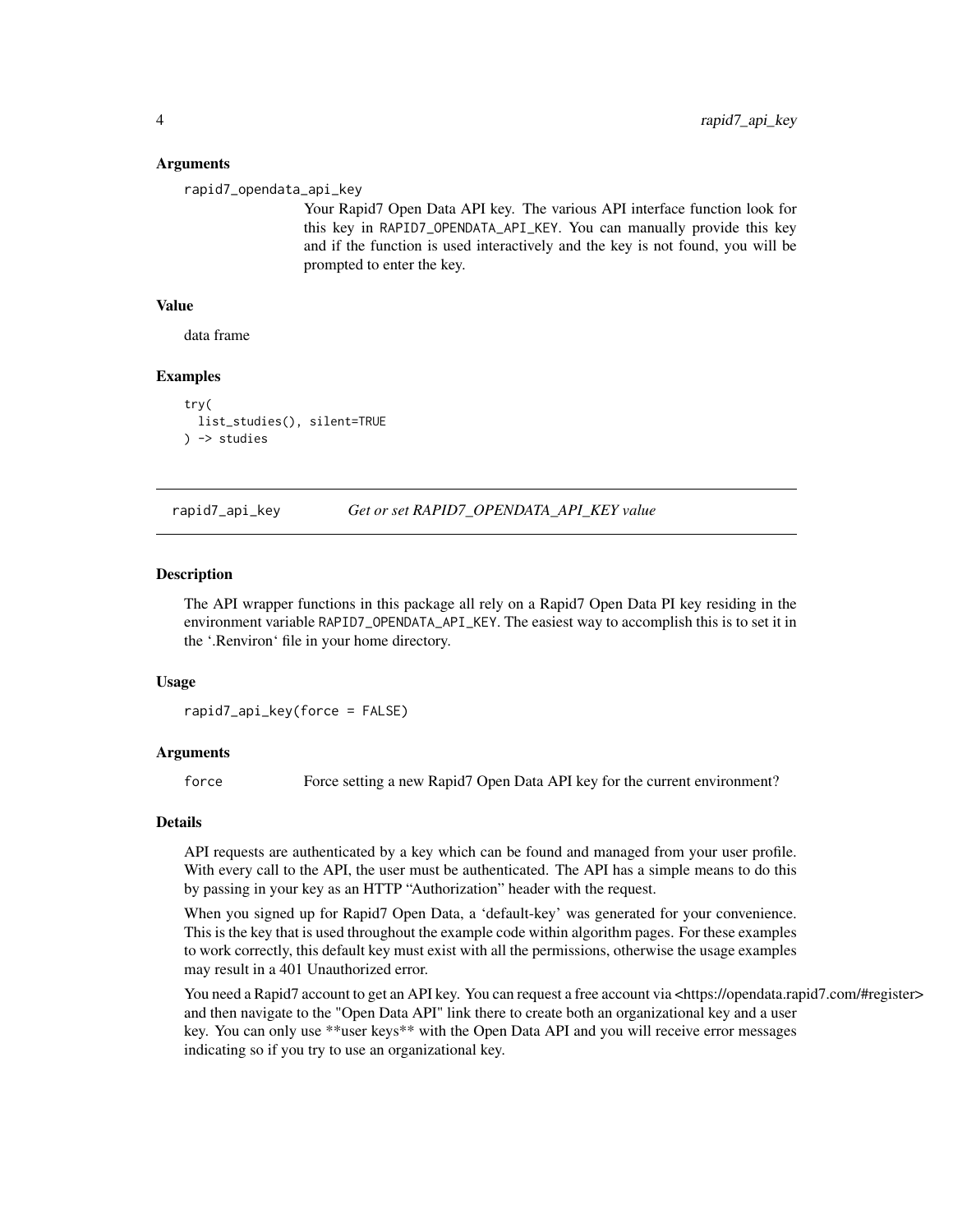### Arguments

rapid7_opendata_api_key
: Your Rapid7 Open Data API key. The various API interface function look for this key in RAPID7_OPENDATA_API_KEY. You can manually provide this key and if the function is used interactively and the key is not found, you will be prompted to enter the key.

### Value

data frame

### Examples

```
try(
  list_studies(), silent=TRUE
) -> studies
```

---

## rapid7_api_key — *Get or set RAPID7_OPENDATA_API_KEY value*

### Description

The API wrapper functions in this package all rely on a Rapid7 Open Data PI key residing in the environment variable RAPID7_OPENDATA_API_KEY. The easiest way to accomplish this is to set it in the '.Renviron' file in your home directory.

### Usage

```
rapid7_api_key(force = FALSE)
```

### Arguments

force
: Force setting a new Rapid7 Open Data API key for the current environment?

### Details

API requests are authenticated by a key which can be found and managed from your user profile. With every call to the API, the user must be authenticated. The API has a simple means to do this by passing in your key as an HTTP "Authorization" header with the request.

When you signed up for Rapid7 Open Data, a 'default-key' was generated for your convenience. This is the key that is used throughout the example code within algorithm pages. For these examples to work correctly, this default key must exist with all the permissions, otherwise the usage examples may result in a 401 Unauthorized error.

You need a Rapid7 account to get an API key. You can request a free account via <https://opendata.rapid7.com/#register> and then navigate to the "Open Data API" link there to create both an organizational key and a user key. You can only use **user keys** with the Open Data API and you will receive error messages indicating so if you try to use an organizational key.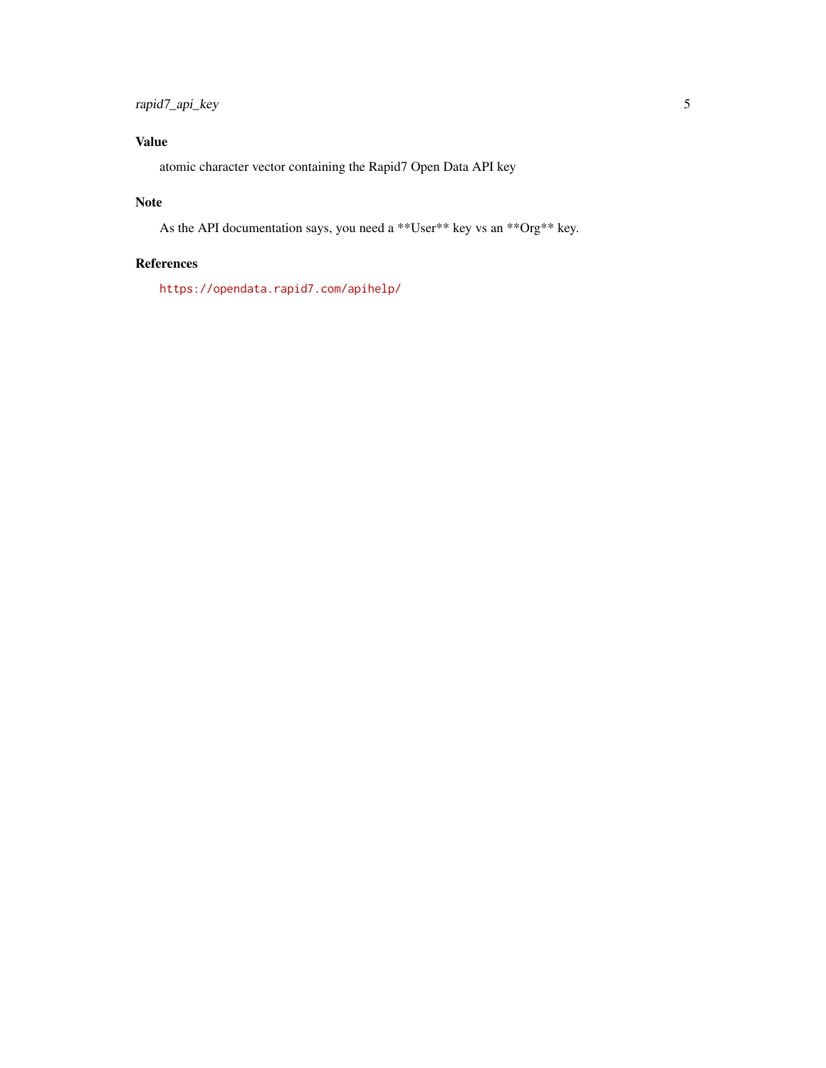## Value

atomic character vector containing the Rapid7 Open Data API key

## Note

As the API documentation says, you need a **User** key vs an **Org** key.

## References

https://opendata.rapid7.com/apihelp/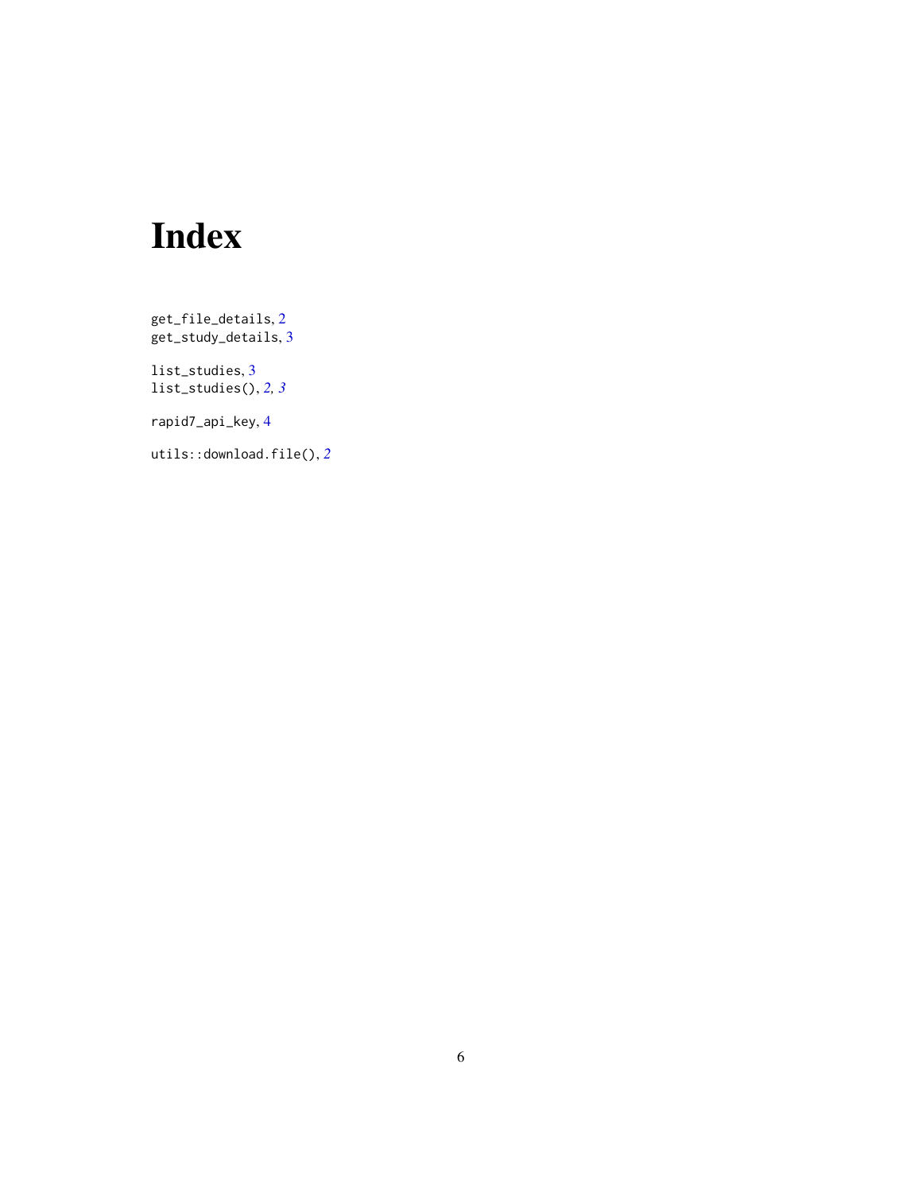# Index

get_file_details, 2
get_study_details, 3

list_studies, 3
list_studies(), *2, 3*

rapid7_api_key, 4

utils::download.file(), *2*